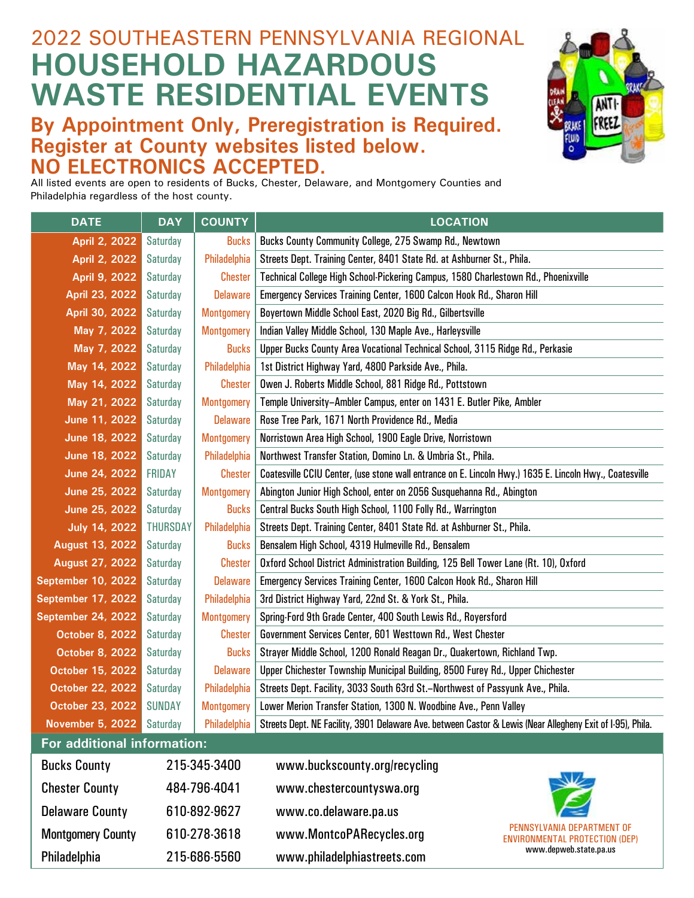2022 SOUTHEASTERN PENNSYLVANIA REGIONAL

# HOUSEHOLD HAZARDOUS WASTE RESIDENTIAL EVENTS

## By Appointment Only, Preregistration is Required. Register at County websites listed below. NO ELECTRONICS ACCEPTED.

All listed events are open to residents of Bucks, Chester, Delaware, and Montgomery Counties and Philadelphia regardless of the host county.

| DATE | DAY | COUNTY | LOCATION |
|---|---|---|---|
| April 2, 2022 | Saturday | Bucks | Bucks County Community College, 275 Swamp Rd., Newtown |
| April 2, 2022 | Saturday | Philadelphia | Streets Dept. Training Center, 8401 State Rd. at Ashburner St., Phila. |
| April 9, 2022 | Saturday | Chester | Technical College High School-Pickering Campus, 1580 Charlestown Rd., Phoenixville |
| April 23, 2022 | Saturday | Delaware | Emergency Services Training Center, 1600 Calcon Hook Rd., Sharon Hill |
| April 30, 2022 | Saturday | Montgomery | Boyertown Middle School East, 2020 Big Rd., Gilbertsville |
| May 7, 2022 | Saturday | Montgomery | Indian Valley Middle School, 130 Maple Ave., Harleysville |
| May 7, 2022 | Saturday | Bucks | Upper Bucks County Area Vocational Technical School, 3115 Ridge Rd., Perkasie |
| May 14, 2022 | Saturday | Philadelphia | 1st District Highway Yard, 4800 Parkside Ave., Phila. |
| May 14, 2022 | Saturday | Chester | Owen J. Roberts Middle School, 881 Ridge Rd., Pottstown |
| May 21, 2022 | Saturday | Montgomery | Temple University–Ambler Campus, enter on 1431 E. Butler Pike, Ambler |
| June 11, 2022 | Saturday | Delaware | Rose Tree Park, 1671 North Providence Rd., Media |
| June 18, 2022 | Saturday | Montgomery | Norristown Area High School, 1900 Eagle Drive, Norristown |
| June 18, 2022 | Saturday | Philadelphia | Northwest Transfer Station, Domino Ln. & Umbria St., Phila. |
| June 24, 2022 | FRIDAY | Chester | Coatesville CCIU Center, (use stone wall entrance on E. Lincoln Hwy.) 1635 E. Lincoln Hwy., Coatesville |
| June 25, 2022 | Saturday | Montgomery | Abington Junior High School, enter on 2056 Susquehanna Rd., Abington |
| June 25, 2022 | Saturday | Bucks | Central Bucks South High School, 1100 Folly Rd., Warrington |
| July 14, 2022 | THURSDAY | Philadelphia | Streets Dept. Training Center, 8401 State Rd. at Ashburner St., Phila. |
| August 13, 2022 | Saturday | Bucks | Bensalem High School, 4319 Hulmeville Rd., Bensalem |
| August 27, 2022 | Saturday | Chester | Oxford School District Administration Building, 125 Bell Tower Lane (Rt. 10), Oxford |
| September 10, 2022 | Saturday | Delaware | Emergency Services Training Center, 1600 Calcon Hook Rd., Sharon Hill |
| September 17, 2022 | Saturday | Philadelphia | 3rd District Highway Yard, 22nd St. & York St., Phila. |
| September 24, 2022 | Saturday | Montgomery | Spring-Ford 9th Grade Center, 400 South Lewis Rd., Royersford |
| October 8, 2022 | Saturday | Chester | Government Services Center, 601 Westtown Rd., West Chester |
| October 8, 2022 | Saturday | Bucks | Strayer Middle School, 1200 Ronald Reagan Dr., Quakertown, Richland Twp. |
| October 15, 2022 | Saturday | Delaware | Upper Chichester Township Municipal Building, 8500 Furey Rd., Upper Chichester |
| October 22, 2022 | Saturday | Philadelphia | Streets Dept. Facility, 3033 South 63rd St.–Northwest of Passyunk Ave., Phila. |
| October 23, 2022 | SUNDAY | Montgomery | Lower Merion Transfer Station, 1300 N. Woodbine Ave., Penn Valley |
| November 5, 2022 | Saturday | Philadelphia | Streets Dept. NE Facility, 3901 Delaware Ave. between Castor & Lewis (Near Allegheny Exit of I-95), Phila. |

**For additional information:**

| | | |
|---|---|---|
| Bucks County | 215-345-3400 | www.buckscounty.org/recycling |
| Chester County | 484-796-4041 | www.chestercountyswa.org |
| Delaware County | 610-892-9627 | www.co.delaware.pa.us |
| Montgomery County | 610-278-3618 | www.MontcoPARecycles.org |
| Philadelphia | 215-686-5560 | www.philadelphiastreets.com |

PENNSYLVANIA DEPARTMENT OF ENVIRONMENTAL PROTECTION (DEP)
www.depweb.state.pa.us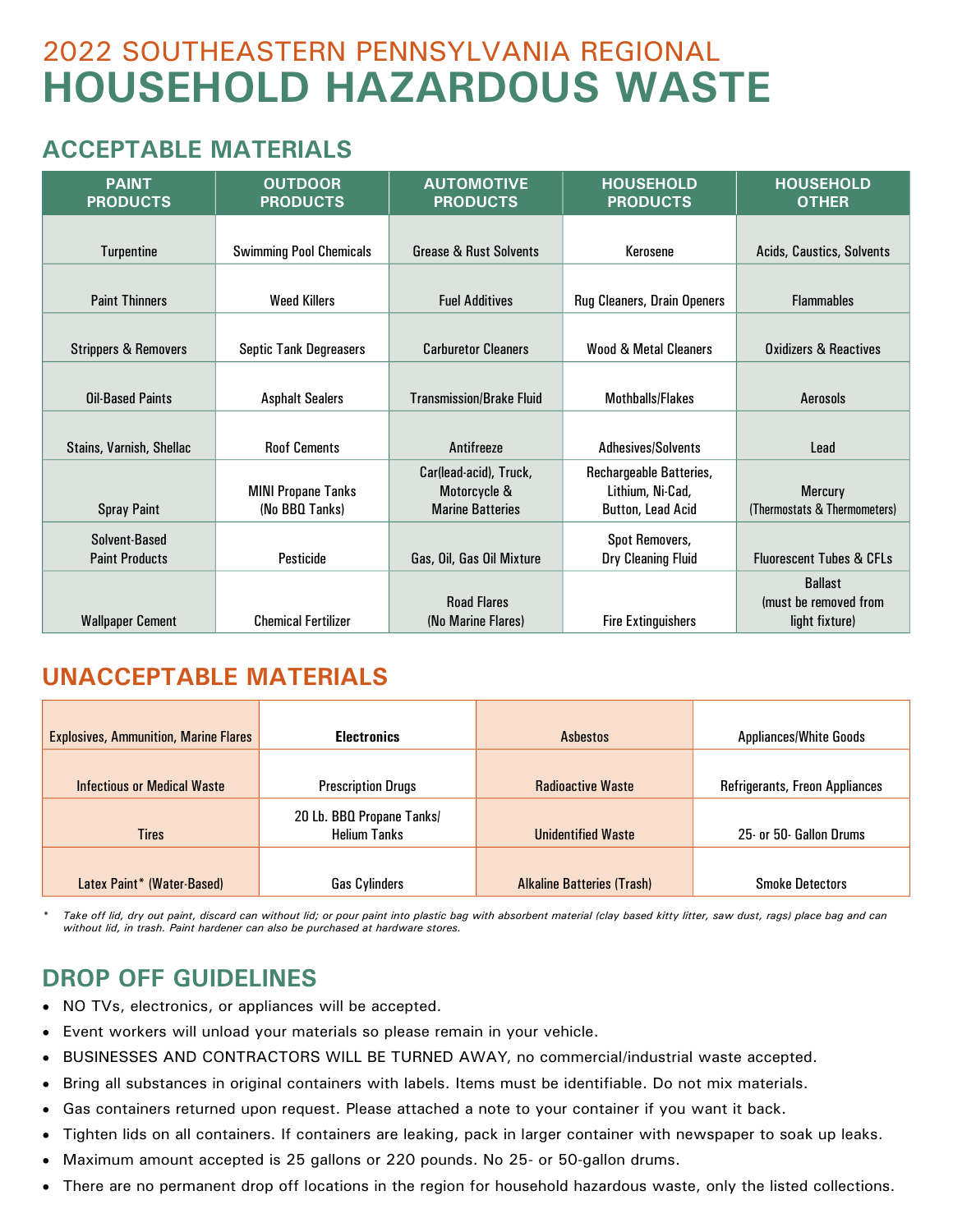2022 SOUTHEASTERN PENNSYLVANIA REGIONAL

# HOUSEHOLD HAZARDOUS WASTE

## ACCEPTABLE MATERIALS

| PAINT PRODUCTS | OUTDOOR PRODUCTS | AUTOMOTIVE PRODUCTS | HOUSEHOLD PRODUCTS | HOUSEHOLD OTHER |
|---|---|---|---|---|
| Turpentine | Swimming Pool Chemicals | Grease & Rust Solvents | Kerosene | Acids, Caustics, Solvents |
| Paint Thinners | Weed Killers | Fuel Additives | Rug Cleaners, Drain Openers | Flammables |
| Strippers & Removers | Septic Tank Degreasers | Carburetor Cleaners | Wood & Metal Cleaners | Oxidizers & Reactives |
| Oil-Based Paints | Asphalt Sealers | Transmission/Brake Fluid | Mothballs/Flakes | Aerosols |
| Stains, Varnish, Shellac | Roof Cements | Antifreeze | Adhesives/Solvents | Lead |
| Spray Paint | MINI Propane Tanks (No BBQ Tanks) | Car(lead-acid), Truck, Motorcycle & Marine Batteries | Rechargeable Batteries, Lithium, Ni-Cad, Button, Lead Acid | Mercury (Thermostats & Thermometers) |
| Solvent-Based Paint Products | Pesticide | Gas, Oil, Gas Oil Mixture | Spot Removers, Dry Cleaning Fluid | Fluorescent Tubes & CFLs |
| Wallpaper Cement | Chemical Fertilizer | Road Flares (No Marine Flares) | Fire Extinguishers | Ballast (must be removed from light fixture) |

## UNACCEPTABLE MATERIALS

| | | | |
|---|---|---|---|
| Explosives, Ammunition, Marine Flares | **Electronics** | Asbestos | Appliances/White Goods |
| Infectious or Medical Waste | Prescription Drugs | Radioactive Waste | Refrigerants, Freon Appliances |
| Tires | 20 Lb. BBQ Propane Tanks/ Helium Tanks | Unidentified Waste | 25- or 50- Gallon Drums |
| Latex Paint* (Water-Based) | Gas Cylinders | Alkaline Batteries (Trash) | Smoke Detectors |

\* *Take off lid, dry out paint, discard can without lid; or pour paint into plastic bag with absorbent material (clay based kitty litter, saw dust, rags) place bag and can without lid, in trash. Paint hardener can also be purchased at hardware stores.*

## DROP OFF GUIDELINES

- NO TVs, electronics, or appliances will be accepted.
- Event workers will unload your materials so please remain in your vehicle.
- BUSINESSES AND CONTRACTORS WILL BE TURNED AWAY, no commercial/industrial waste accepted.
- Bring all substances in original containers with labels. Items must be identifiable. Do not mix materials.
- Gas containers returned upon request. Please attached a note to your container if you want it back.
- Tighten lids on all containers. If containers are leaking, pack in larger container with newspaper to soak up leaks.
- Maximum amount accepted is 25 gallons or 220 pounds. No 25- or 50-gallon drums.
- There are no permanent drop off locations in the region for household hazardous waste, only the listed collections.